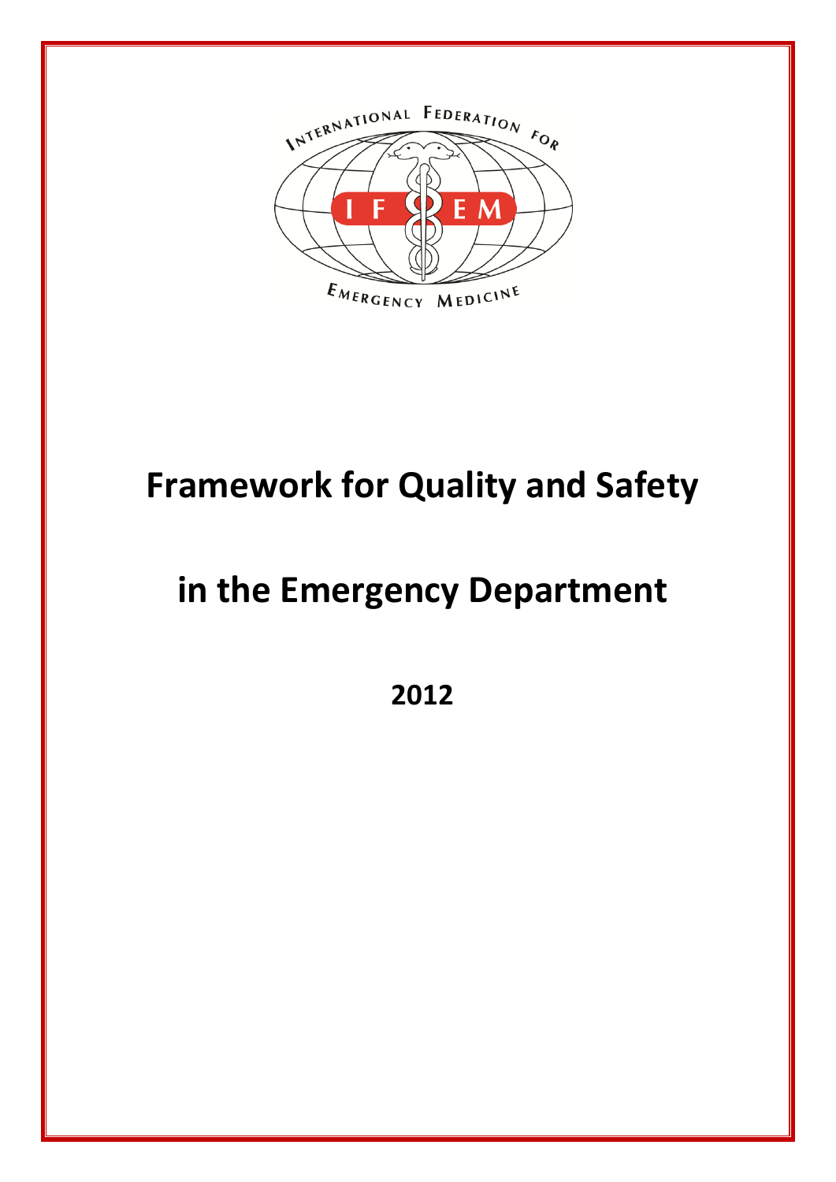INTERNATIONAL FEDERATION FOR EMERGENCY MEDICINE

# Framework for Quality and Safety

# in the Emergency Department

**2012**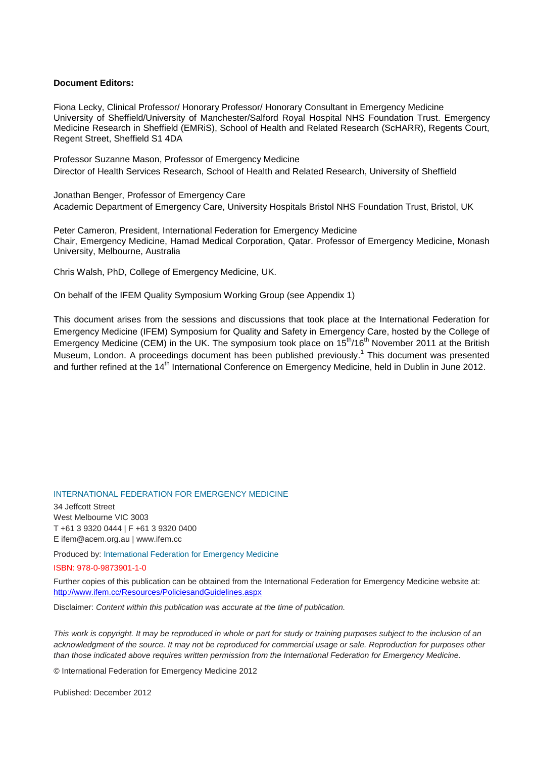**Document Editors:**

Fiona Lecky, Clinical Professor/ Honorary Professor/ Honorary Consultant in Emergency Medicine University of Sheffield/University of Manchester/Salford Royal Hospital NHS Foundation Trust. Emergency Medicine Research in Sheffield (EMRiS), School of Health and Related Research (ScHARR), Regents Court, Regent Street, Sheffield S1 4DA

Professor Suzanne Mason, Professor of Emergency Medicine
Director of Health Services Research, School of Health and Related Research, University of Sheffield

Jonathan Benger, Professor of Emergency Care
Academic Department of Emergency Care, University Hospitals Bristol NHS Foundation Trust, Bristol, UK

Peter Cameron, President, International Federation for Emergency Medicine
Chair, Emergency Medicine, Hamad Medical Corporation, Qatar. Professor of Emergency Medicine, Monash University, Melbourne, Australia

Chris Walsh, PhD, College of Emergency Medicine, UK.

On behalf of the IFEM Quality Symposium Working Group (see Appendix 1)

This document arises from the sessions and discussions that took place at the International Federation for Emergency Medicine (IFEM) Symposium for Quality and Safety in Emergency Care, hosted by the College of Emergency Medicine (CEM) in the UK. The symposium took place on 15th/16th November 2011 at the British Museum, London. A proceedings document has been published previously.[1] This document was presented and further refined at the 14th International Conference on Emergency Medicine, held in Dublin in June 2012.

INTERNATIONAL FEDERATION FOR EMERGENCY MEDICINE

34 Jeffcott Street
West Melbourne VIC 3003
T +61 3 9320 0444 | F +61 3 9320 0400
E ifem@acem.org.au | www.ifem.cc

Produced by: International Federation for Emergency Medicine

ISBN: 978-0-9873901-1-0

Further copies of this publication can be obtained from the International Federation for Emergency Medicine website at: http://www.ifem.cc/Resources/PoliciesandGuidelines.aspx

Disclaimer: *Content within this publication was accurate at the time of publication.*

*This work is copyright. It may be reproduced in whole or part for study or training purposes subject to the inclusion of an acknowledgment of the source. It may not be reproduced for commercial usage or sale. Reproduction for purposes other than those indicated above requires written permission from the International Federation for Emergency Medicine.*

© International Federation for Emergency Medicine 2012

Published: December 2012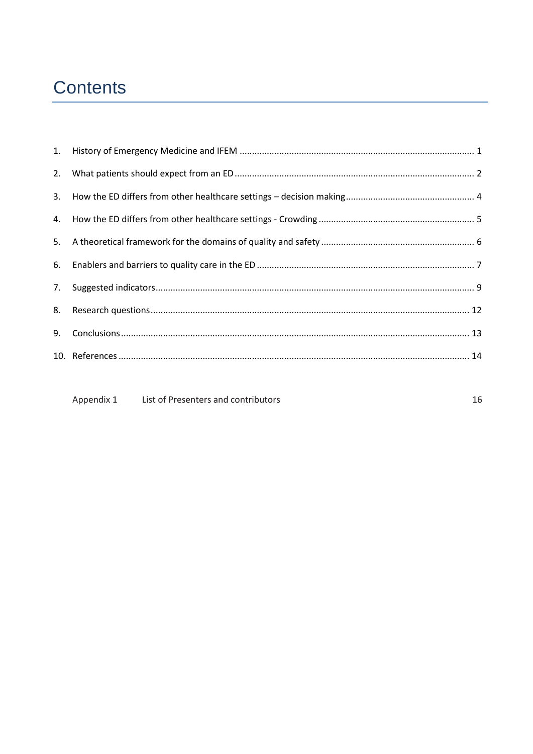# Contents

1. History of Emergency Medicine and IFEM ........................................................................................ 1
2. What patients should expect from an ED .......................................................................................... 2
3. How the ED differs from other healthcare settings – decision making .............................................. 4
4. How the ED differs from other healthcare settings - Crowding ......................................................... 5
5. A theoretical framework for the domains of quality and safety ........................................................ 6
6. Enablers and barriers to quality care in the ED .................................................................................. 7
7. Suggested indicators .......................................................................................................................... 9
8. Research questions ........................................................................................................................... 12
9. Conclusions ....................................................................................................................................... 13
10. References ........................................................................................................................................ 14

Appendix 1 List of Presenters and contributors 16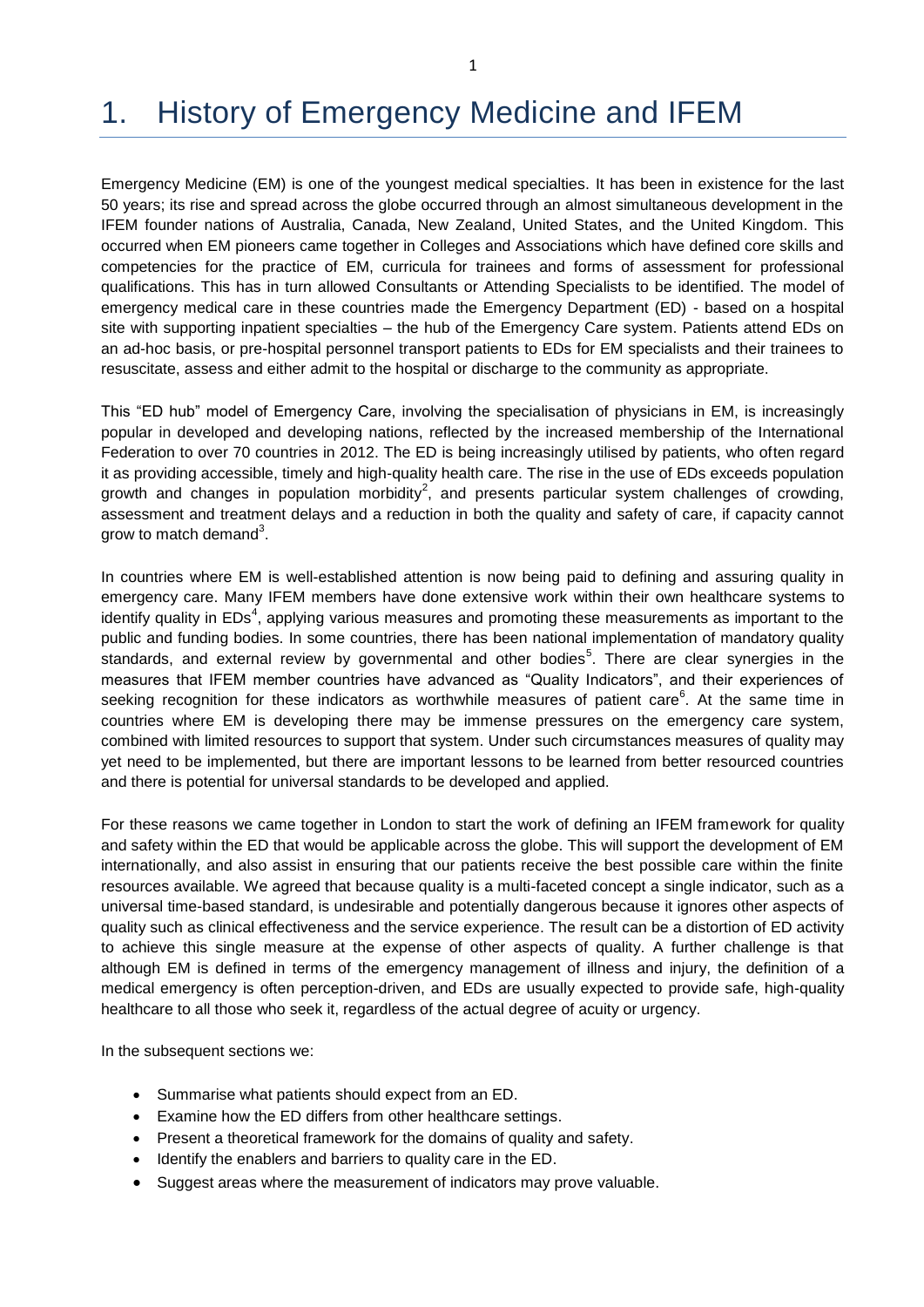# 1. History of Emergency Medicine and IFEM

Emergency Medicine (EM) is one of the youngest medical specialties. It has been in existence for the last 50 years; its rise and spread across the globe occurred through an almost simultaneous development in the IFEM founder nations of Australia, Canada, New Zealand, United States, and the United Kingdom. This occurred when EM pioneers came together in Colleges and Associations which have defined core skills and competencies for the practice of EM, curricula for trainees and forms of assessment for professional qualifications. This has in turn allowed Consultants or Attending Specialists to be identified. The model of emergency medical care in these countries made the Emergency Department (ED) - based on a hospital site with supporting inpatient specialties – the hub of the Emergency Care system. Patients attend EDs on an ad-hoc basis, or pre-hospital personnel transport patients to EDs for EM specialists and their trainees to resuscitate, assess and either admit to the hospital or discharge to the community as appropriate.

This "ED hub" model of Emergency Care, involving the specialisation of physicians in EM, is increasingly popular in developed and developing nations, reflected by the increased membership of the International Federation to over 70 countries in 2012. The ED is being increasingly utilised by patients, who often regard it as providing accessible, timely and high-quality health care. The rise in the use of EDs exceeds population growth and changes in population morbidity[2], and presents particular system challenges of crowding, assessment and treatment delays and a reduction in both the quality and safety of care, if capacity cannot grow to match demand[3].

In countries where EM is well-established attention is now being paid to defining and assuring quality in emergency care. Many IFEM members have done extensive work within their own healthcare systems to identify quality in EDs[4], applying various measures and promoting these measurements as important to the public and funding bodies. In some countries, there has been national implementation of mandatory quality standards, and external review by governmental and other bodies[5]. There are clear synergies in the measures that IFEM member countries have advanced as "Quality Indicators", and their experiences of seeking recognition for these indicators as worthwhile measures of patient care[6]. At the same time in countries where EM is developing there may be immense pressures on the emergency care system, combined with limited resources to support that system. Under such circumstances measures of quality may yet need to be implemented, but there are important lessons to be learned from better resourced countries and there is potential for universal standards to be developed and applied.

For these reasons we came together in London to start the work of defining an IFEM framework for quality and safety within the ED that would be applicable across the globe. This will support the development of EM internationally, and also assist in ensuring that our patients receive the best possible care within the finite resources available. We agreed that because quality is a multi-faceted concept a single indicator, such as a universal time-based standard, is undesirable and potentially dangerous because it ignores other aspects of quality such as clinical effectiveness and the service experience. The result can be a distortion of ED activity to achieve this single measure at the expense of other aspects of quality. A further challenge is that although EM is defined in terms of the emergency management of illness and injury, the definition of a medical emergency is often perception-driven, and EDs are usually expected to provide safe, high-quality healthcare to all those who seek it, regardless of the actual degree of acuity or urgency.

In the subsequent sections we:

- Summarise what patients should expect from an ED.
- Examine how the ED differs from other healthcare settings.
- Present a theoretical framework for the domains of quality and safety.
- Identify the enablers and barriers to quality care in the ED.
- Suggest areas where the measurement of indicators may prove valuable.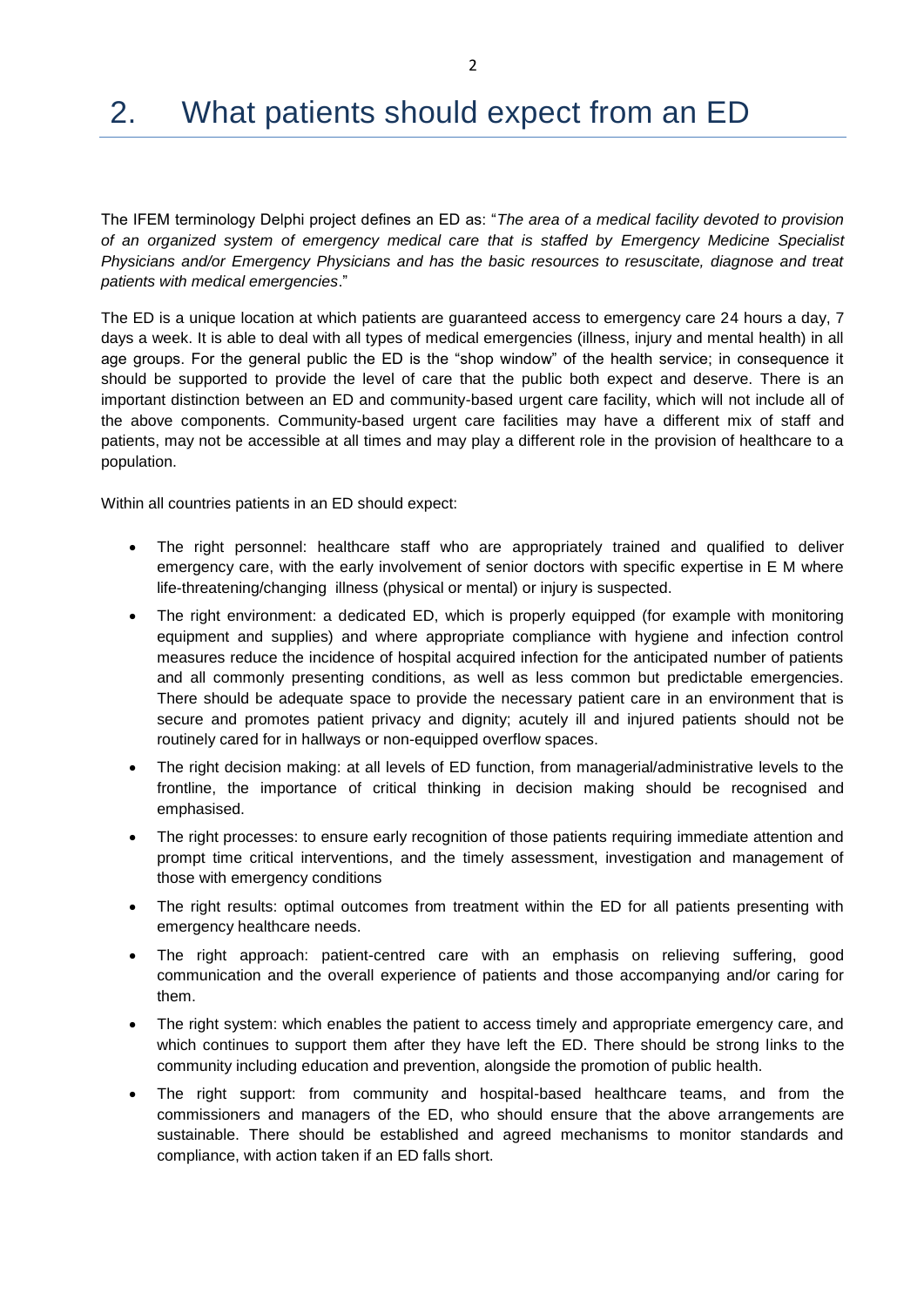# 2. What patients should expect from an ED

The IFEM terminology Delphi project defines an ED as: "*The area of a medical facility devoted to provision of an organized system of emergency medical care that is staffed by Emergency Medicine Specialist Physicians and/or Emergency Physicians and has the basic resources to resuscitate, diagnose and treat patients with medical emergencies*."

The ED is a unique location at which patients are guaranteed access to emergency care 24 hours a day, 7 days a week. It is able to deal with all types of medical emergencies (illness, injury and mental health) in all age groups. For the general public the ED is the "shop window" of the health service; in consequence it should be supported to provide the level of care that the public both expect and deserve. There is an important distinction between an ED and community-based urgent care facility, which will not include all of the above components. Community-based urgent care facilities may have a different mix of staff and patients, may not be accessible at all times and may play a different role in the provision of healthcare to a population.

Within all countries patients in an ED should expect:

- The right personnel: healthcare staff who are appropriately trained and qualified to deliver emergency care, with the early involvement of senior doctors with specific expertise in E M where life-threatening/changing illness (physical or mental) or injury is suspected.
- The right environment: a dedicated ED, which is properly equipped (for example with monitoring equipment and supplies) and where appropriate compliance with hygiene and infection control measures reduce the incidence of hospital acquired infection for the anticipated number of patients and all commonly presenting conditions, as well as less common but predictable emergencies. There should be adequate space to provide the necessary patient care in an environment that is secure and promotes patient privacy and dignity; acutely ill and injured patients should not be routinely cared for in hallways or non-equipped overflow spaces.
- The right decision making: at all levels of ED function, from managerial/administrative levels to the frontline, the importance of critical thinking in decision making should be recognised and emphasised.
- The right processes: to ensure early recognition of those patients requiring immediate attention and prompt time critical interventions, and the timely assessment, investigation and management of those with emergency conditions
- The right results: optimal outcomes from treatment within the ED for all patients presenting with emergency healthcare needs.
- The right approach: patient-centred care with an emphasis on relieving suffering, good communication and the overall experience of patients and those accompanying and/or caring for them.
- The right system: which enables the patient to access timely and appropriate emergency care, and which continues to support them after they have left the ED. There should be strong links to the community including education and prevention, alongside the promotion of public health.
- The right support: from community and hospital-based healthcare teams, and from the commissioners and managers of the ED, who should ensure that the above arrangements are sustainable. There should be established and agreed mechanisms to monitor standards and compliance, with action taken if an ED falls short.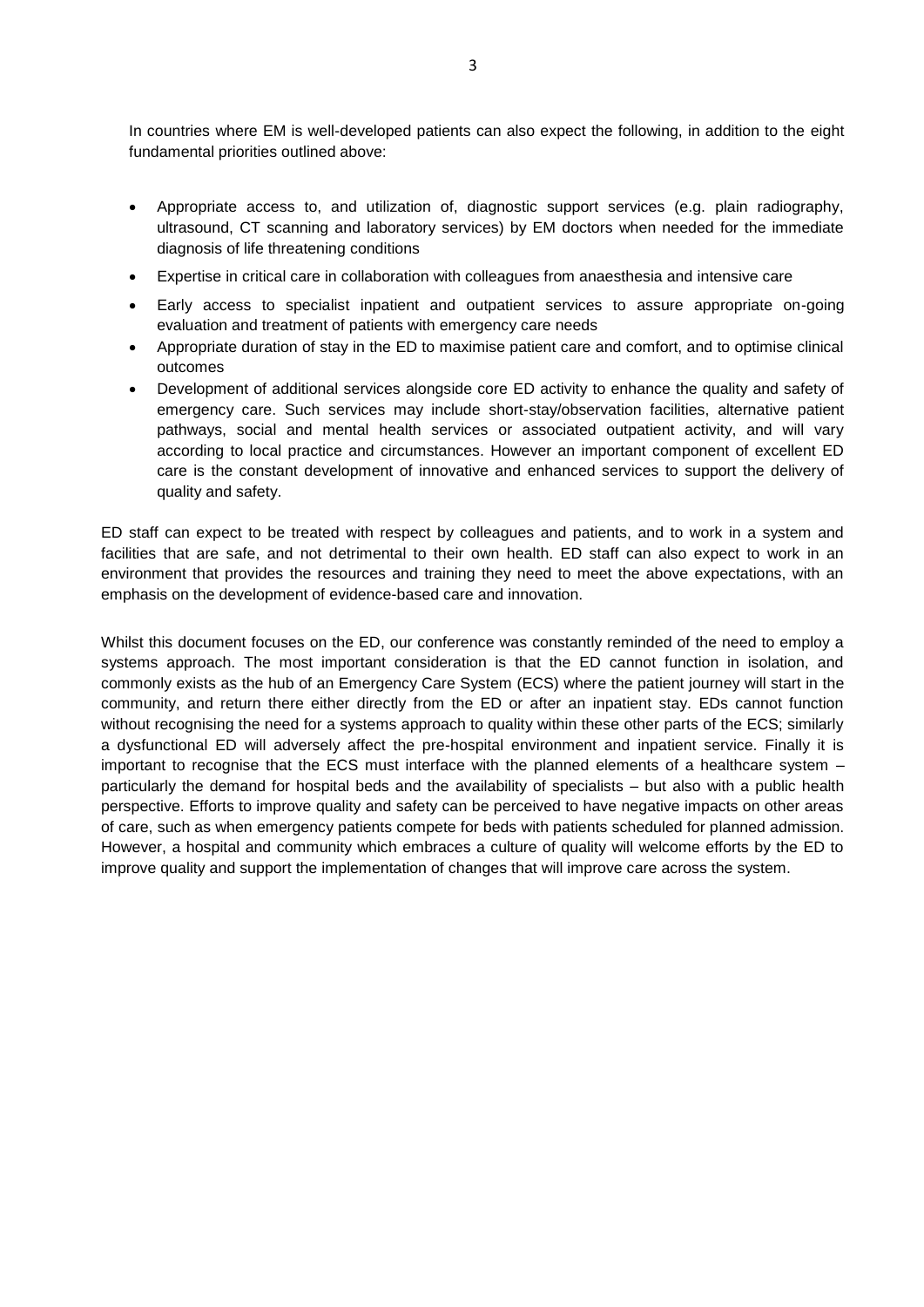In countries where EM is well-developed patients can also expect the following, in addition to the eight fundamental priorities outlined above:

- Appropriate access to, and utilization of, diagnostic support services (e.g. plain radiography, ultrasound, CT scanning and laboratory services) by EM doctors when needed for the immediate diagnosis of life threatening conditions
- Expertise in critical care in collaboration with colleagues from anaesthesia and intensive care
- Early access to specialist inpatient and outpatient services to assure appropriate on-going evaluation and treatment of patients with emergency care needs
- Appropriate duration of stay in the ED to maximise patient care and comfort, and to optimise clinical outcomes
- Development of additional services alongside core ED activity to enhance the quality and safety of emergency care. Such services may include short-stay/observation facilities, alternative patient pathways, social and mental health services or associated outpatient activity, and will vary according to local practice and circumstances. However an important component of excellent ED care is the constant development of innovative and enhanced services to support the delivery of quality and safety.

ED staff can expect to be treated with respect by colleagues and patients, and to work in a system and facilities that are safe, and not detrimental to their own health. ED staff can also expect to work in an environment that provides the resources and training they need to meet the above expectations, with an emphasis on the development of evidence-based care and innovation.

Whilst this document focuses on the ED, our conference was constantly reminded of the need to employ a systems approach. The most important consideration is that the ED cannot function in isolation, and commonly exists as the hub of an Emergency Care System (ECS) where the patient journey will start in the community, and return there either directly from the ED or after an inpatient stay. EDs cannot function without recognising the need for a systems approach to quality within these other parts of the ECS; similarly a dysfunctional ED will adversely affect the pre-hospital environment and inpatient service. Finally it is important to recognise that the ECS must interface with the planned elements of a healthcare system – particularly the demand for hospital beds and the availability of specialists – but also with a public health perspective. Efforts to improve quality and safety can be perceived to have negative impacts on other areas of care, such as when emergency patients compete for beds with patients scheduled for planned admission. However, a hospital and community which embraces a culture of quality will welcome efforts by the ED to improve quality and support the implementation of changes that will improve care across the system.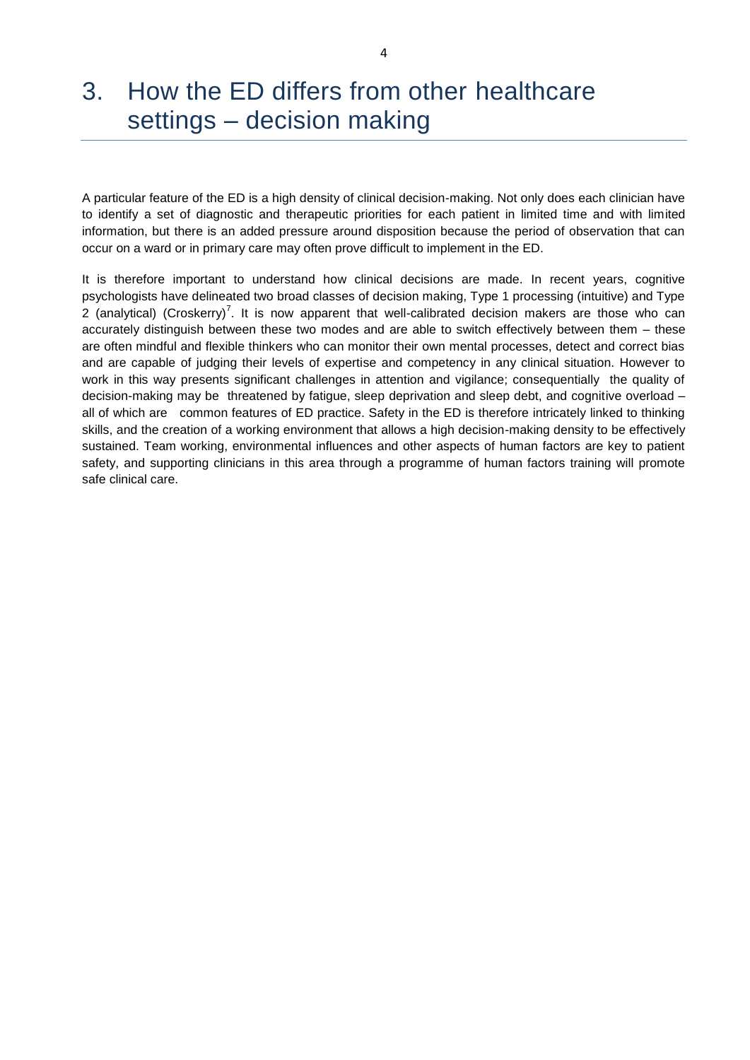# 3. How the ED differs from other healthcare settings – decision making

A particular feature of the ED is a high density of clinical decision-making. Not only does each clinician have to identify a set of diagnostic and therapeutic priorities for each patient in limited time and with limited information, but there is an added pressure around disposition because the period of observation that can occur on a ward or in primary care may often prove difficult to implement in the ED.

It is therefore important to understand how clinical decisions are made. In recent years, cognitive psychologists have delineated two broad classes of decision making, Type 1 processing (intuitive) and Type 2 (analytical) (Croskerry)[7]. It is now apparent that well-calibrated decision makers are those who can accurately distinguish between these two modes and are able to switch effectively between them – these are often mindful and flexible thinkers who can monitor their own mental processes, detect and correct bias and are capable of judging their levels of expertise and competency in any clinical situation. However to work in this way presents significant challenges in attention and vigilance; consequentially the quality of decision-making may be threatened by fatigue, sleep deprivation and sleep debt, and cognitive overload – all of which are common features of ED practice. Safety in the ED is therefore intricately linked to thinking skills, and the creation of a working environment that allows a high decision-making density to be effectively sustained. Team working, environmental influences and other aspects of human factors are key to patient safety, and supporting clinicians in this area through a programme of human factors training will promote safe clinical care.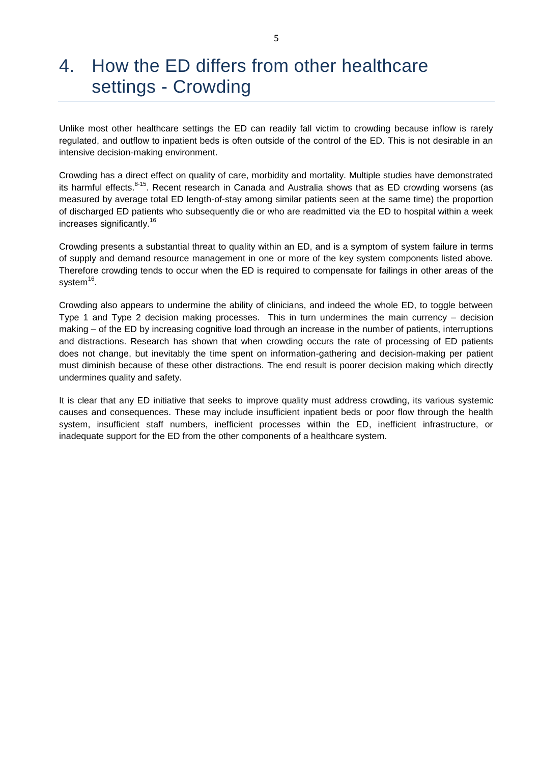# 4. How the ED differs from other healthcare settings - Crowding

Unlike most other healthcare settings the ED can readily fall victim to crowding because inflow is rarely regulated, and outflow to inpatient beds is often outside of the control of the ED. This is not desirable in an intensive decision-making environment.

Crowding has a direct effect on quality of care, morbidity and mortality. Multiple studies have demonstrated its harmful effects.[8-15]. Recent research in Canada and Australia shows that as ED crowding worsens (as measured by average total ED length-of-stay among similar patients seen at the same time) the proportion of discharged ED patients who subsequently die or who are readmitted via the ED to hospital within a week increases significantly.[16]

Crowding presents a substantial threat to quality within an ED, and is a symptom of system failure in terms of supply and demand resource management in one or more of the key system components listed above. Therefore crowding tends to occur when the ED is required to compensate for failings in other areas of the system[16].

Crowding also appears to undermine the ability of clinicians, and indeed the whole ED, to toggle between Type 1 and Type 2 decision making processes. This in turn undermines the main currency – decision making – of the ED by increasing cognitive load through an increase in the number of patients, interruptions and distractions. Research has shown that when crowding occurs the rate of processing of ED patients does not change, but inevitably the time spent on information-gathering and decision-making per patient must diminish because of these other distractions. The end result is poorer decision making which directly undermines quality and safety.

It is clear that any ED initiative that seeks to improve quality must address crowding, its various systemic causes and consequences. These may include insufficient inpatient beds or poor flow through the health system, insufficient staff numbers, inefficient processes within the ED, inefficient infrastructure, or inadequate support for the ED from the other components of a healthcare system.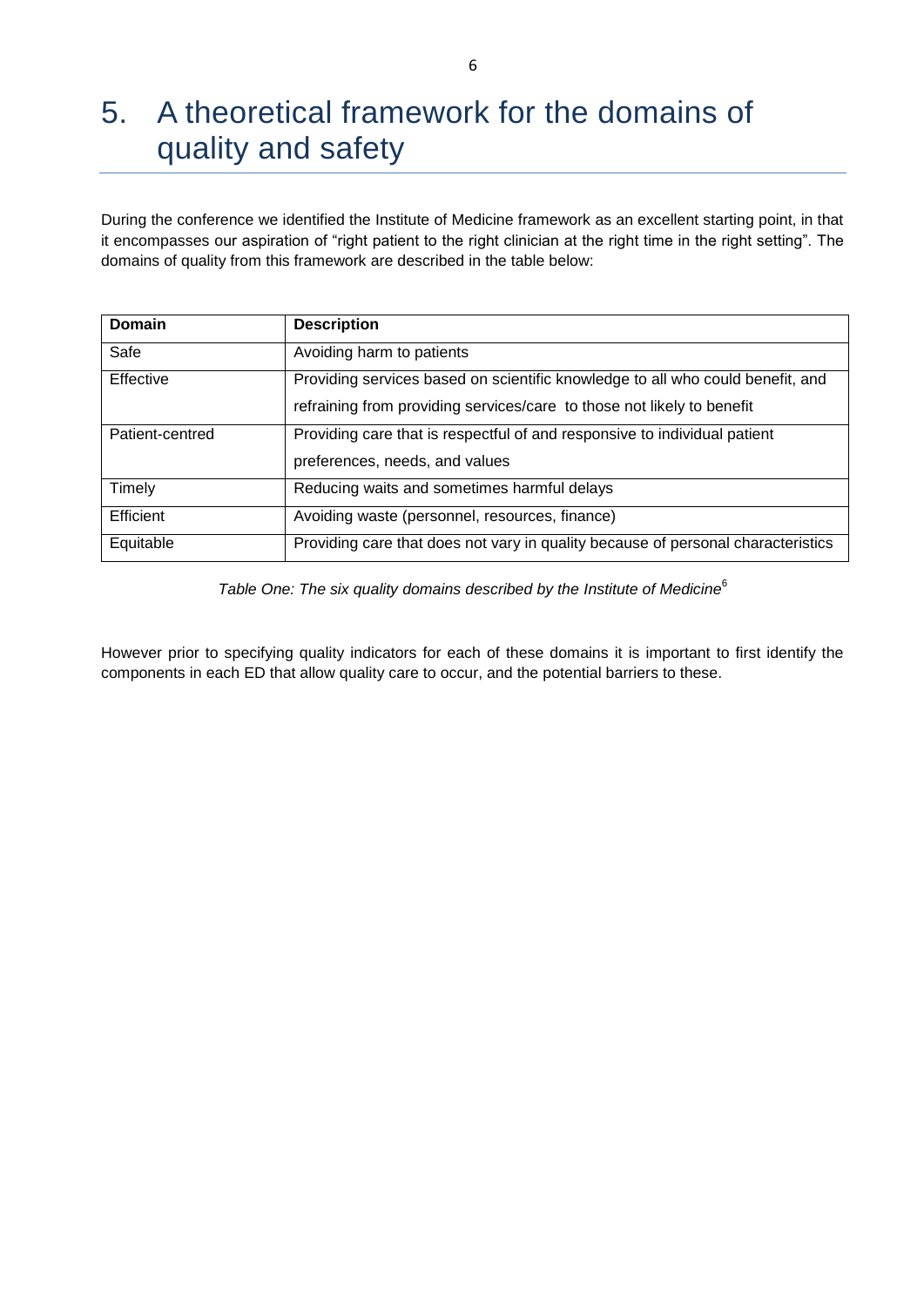# 5. A theoretical framework for the domains of quality and safety

During the conference we identified the Institute of Medicine framework as an excellent starting point, in that it encompasses our aspiration of "right patient to the right clinician at the right time in the right setting". The domains of quality from this framework are described in the table below:

| Domain | Description |
|---|---|
| Safe | Avoiding harm to patients |
| Effective | Providing services based on scientific knowledge to all who could benefit, and refraining from providing services/care to those not likely to benefit |
| Patient-centred | Providing care that is respectful of and responsive to individual patient preferences, needs, and values |
| Timely | Reducing waits and sometimes harmful delays |
| Efficient | Avoiding waste (personnel, resources, finance) |
| Equitable | Providing care that does not vary in quality because of personal characteristics |

*Table One: The six quality domains described by the Institute of Medicine*[6]

However prior to specifying quality indicators for each of these domains it is important to first identify the components in each ED that allow quality care to occur, and the potential barriers to these.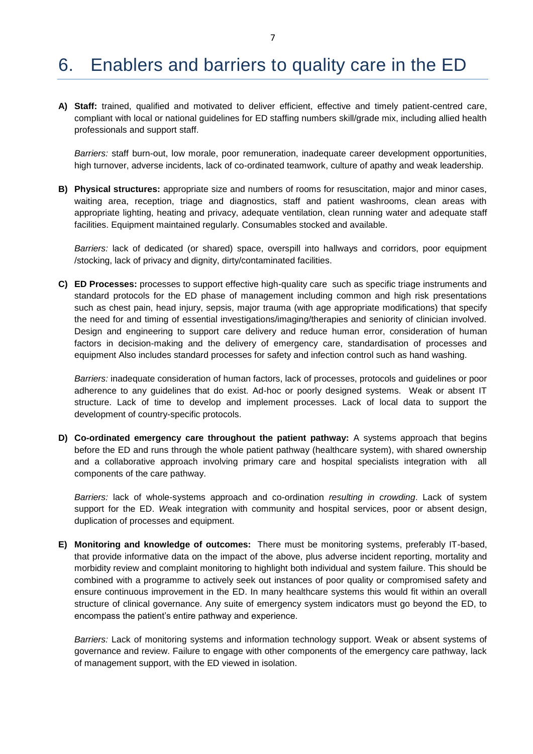# 6. Enablers and barriers to quality care in the ED

**A) Staff:** trained, qualified and motivated to deliver efficient, effective and timely patient-centred care, compliant with local or national guidelines for ED staffing numbers skill/grade mix, including allied health professionals and support staff.

*Barriers:* staff burn-out, low morale, poor remuneration, inadequate career development opportunities, high turnover, adverse incidents, lack of co-ordinated teamwork, culture of apathy and weak leadership.

**B) Physical structures:** appropriate size and numbers of rooms for resuscitation, major and minor cases, waiting area, reception, triage and diagnostics, staff and patient washrooms, clean areas with appropriate lighting, heating and privacy, adequate ventilation, clean running water and adequate staff facilities. Equipment maintained regularly. Consumables stocked and available.

*Barriers:* lack of dedicated (or shared) space, overspill into hallways and corridors, poor equipment /stocking, lack of privacy and dignity, dirty/contaminated facilities.

**C) ED Processes:** processes to support effective high-quality care such as specific triage instruments and standard protocols for the ED phase of management including common and high risk presentations such as chest pain, head injury, sepsis, major trauma (with age appropriate modifications) that specify the need for and timing of essential investigations/imaging/therapies and seniority of clinician involved. Design and engineering to support care delivery and reduce human error, consideration of human factors in decision-making and the delivery of emergency care, standardisation of processes and equipment Also includes standard processes for safety and infection control such as hand washing.

*Barriers:* inadequate consideration of human factors, lack of processes, protocols and guidelines or poor adherence to any guidelines that do exist. Ad-hoc or poorly designed systems. Weak or absent IT structure. Lack of time to develop and implement processes. Lack of local data to support the development of country-specific protocols.

**D) Co-ordinated emergency care throughout the patient pathway:** A systems approach that begins before the ED and runs through the whole patient pathway (healthcare system), with shared ownership and a collaborative approach involving primary care and hospital specialists integration with all components of the care pathway.

*Barriers:* lack of whole-systems approach and co-ordination *resulting in crowding*. Lack of system support for the ED. *W*eak integration with community and hospital services, poor or absent design, duplication of processes and equipment.

**E) Monitoring and knowledge of outcomes:** There must be monitoring systems, preferably IT-based, that provide informative data on the impact of the above, plus adverse incident reporting, mortality and morbidity review and complaint monitoring to highlight both individual and system failure. This should be combined with a programme to actively seek out instances of poor quality or compromised safety and ensure continuous improvement in the ED. In many healthcare systems this would fit within an overall structure of clinical governance. Any suite of emergency system indicators must go beyond the ED, to encompass the patient's entire pathway and experience.

*Barriers:* Lack of monitoring systems and information technology support. Weak or absent systems of governance and review. Failure to engage with other components of the emergency care pathway, lack of management support, with the ED viewed in isolation.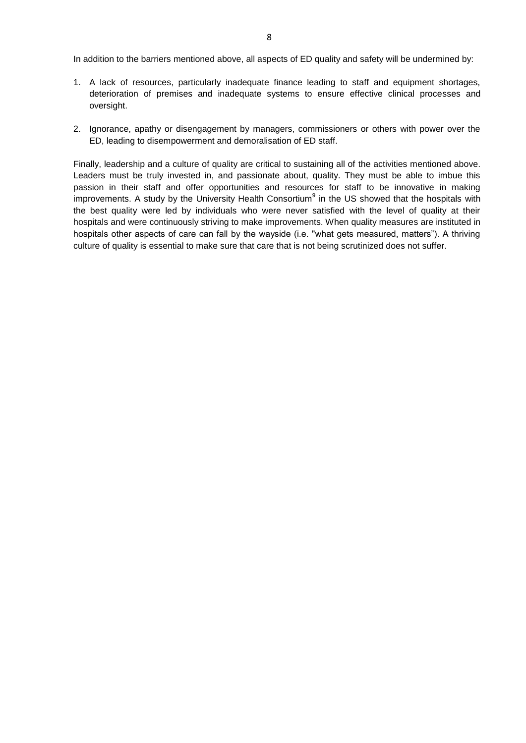In addition to the barriers mentioned above, all aspects of ED quality and safety will be undermined by:

1. A lack of resources, particularly inadequate finance leading to staff and equipment shortages, deterioration of premises and inadequate systems to ensure effective clinical processes and oversight.

2. Ignorance, apathy or disengagement by managers, commissioners or others with power over the ED, leading to disempowerment and demoralisation of ED staff.

Finally, leadership and a culture of quality are critical to sustaining all of the activities mentioned above. Leaders must be truly invested in, and passionate about, quality. They must be able to imbue this passion in their staff and offer opportunities and resources for staff to be innovative in making improvements. A study by the University Health Consortium[9] in the US showed that the hospitals with the best quality were led by individuals who were never satisfied with the level of quality at their hospitals and were continuously striving to make improvements. When quality measures are instituted in hospitals other aspects of care can fall by the wayside (i.e. "what gets measured, matters"). A thriving culture of quality is essential to make sure that care that is not being scrutinized does not suffer.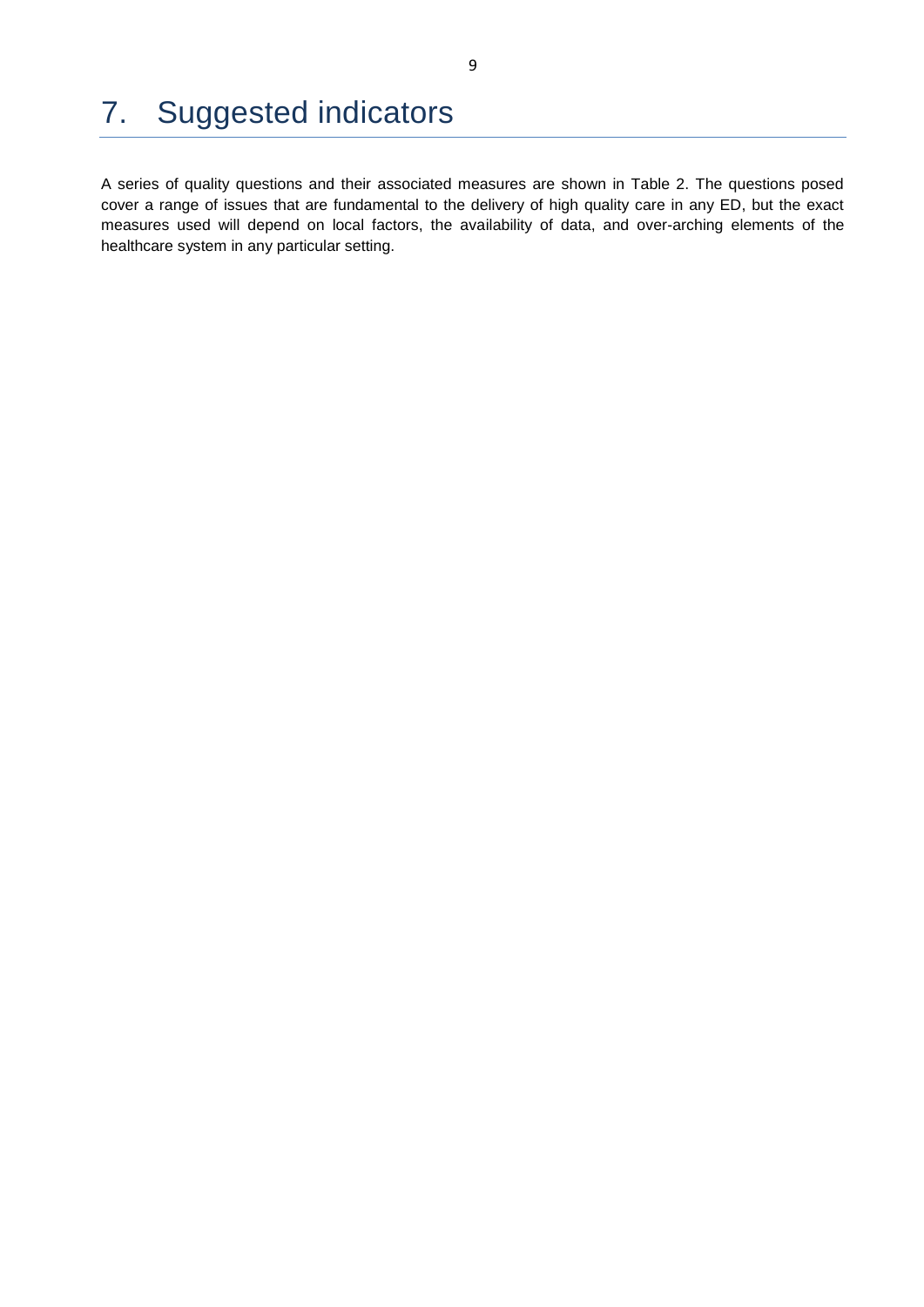# 7. Suggested indicators

A series of quality questions and their associated measures are shown in Table 2. The questions posed cover a range of issues that are fundamental to the delivery of high quality care in any ED, but the exact measures used will depend on local factors, the availability of data, and over-arching elements of the healthcare system in any particular setting.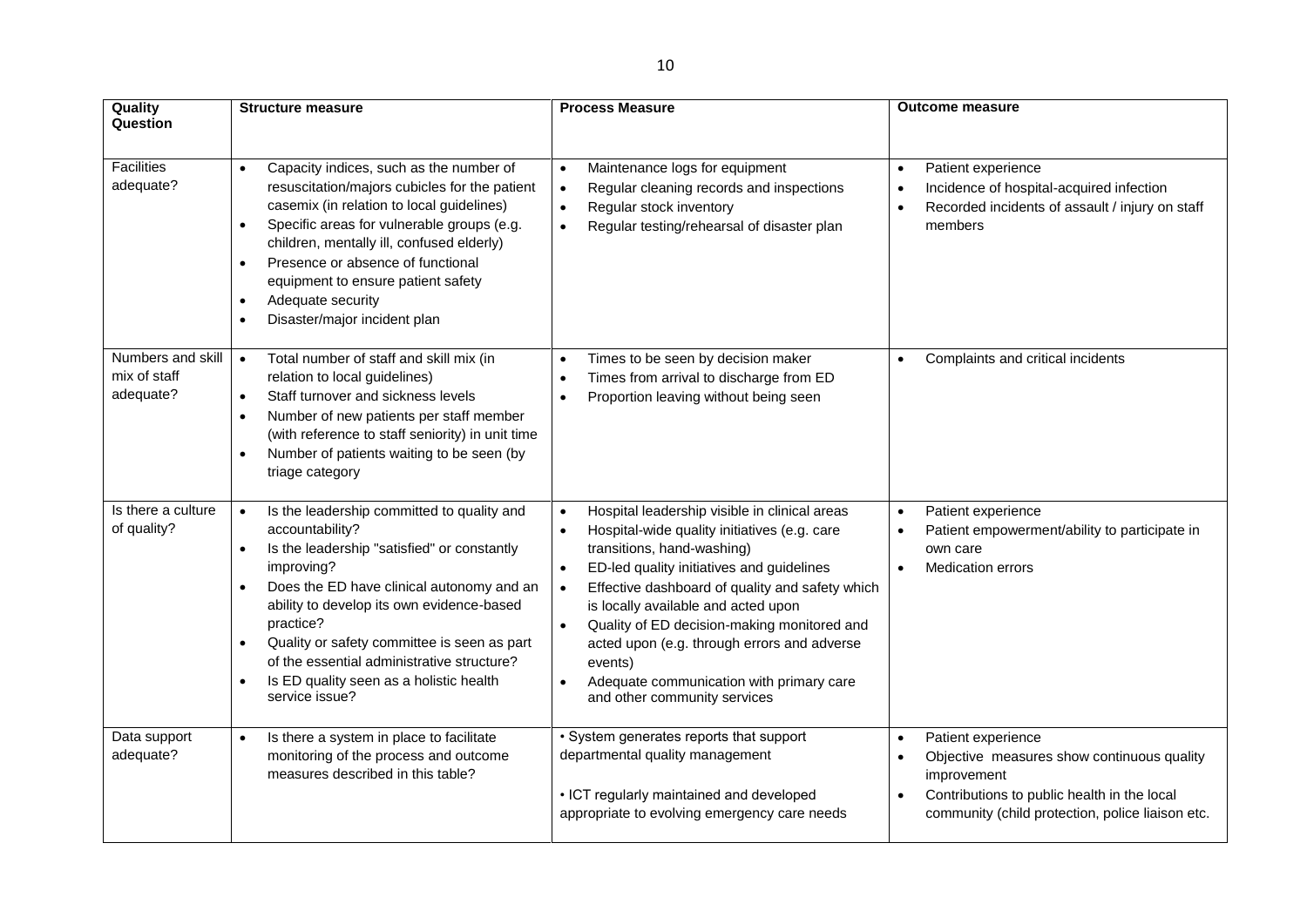| Quality Question | Structure measure | Process Measure | Outcome measure |
|---|---|---|---|
| Facilities adequate? | • Capacity indices, such as the number of resuscitation/majors cubicles for the patient casemix (in relation to local guidelines)<br>• Specific areas for vulnerable groups (e.g. children, mentally ill, confused elderly)<br>• Presence or absence of functional equipment to ensure patient safety<br>• Adequate security<br>• Disaster/major incident plan | • Maintenance logs for equipment<br>• Regular cleaning records and inspections<br>• Regular stock inventory<br>• Regular testing/rehearsal of disaster plan | • Patient experience<br>• Incidence of hospital-acquired infection<br>• Recorded incidents of assault / injury on staff members |
| Numbers and skill mix of staff adequate? | • Total number of staff and skill mix (in relation to local guidelines)<br>• Staff turnover and sickness levels<br>• Number of new patients per staff member (with reference to staff seniority) in unit time<br>• Number of patients waiting to be seen (by triage category | • Times to be seen by decision maker<br>• Times from arrival to discharge from ED<br>• Proportion leaving without being seen | • Complaints and critical incidents |
| Is there a culture of quality? | • Is the leadership committed to quality and accountability?<br>• Is the leadership "satisfied" or constantly improving?<br>• Does the ED have clinical autonomy and an ability to develop its own evidence-based practice?<br>• Quality or safety committee is seen as part of the essential administrative structure?<br>• Is ED quality seen as a holistic health service issue? | • Hospital leadership visible in clinical areas<br>• Hospital-wide quality initiatives (e.g. care transitions, hand-washing)<br>• ED-led quality initiatives and guidelines<br>• Effective dashboard of quality and safety which is locally available and acted upon<br>• Quality of ED decision-making monitored and acted upon (e.g. through errors and adverse events)<br>• Adequate communication with primary care and other community services | • Patient experience<br>• Patient empowerment/ability to participate in own care<br>• Medication errors |
| Data support adequate? | • Is there a system in place to facilitate monitoring of the process and outcome measures described in this table? | • System generates reports that support departmental quality management<br><br>• ICT regularly maintained and developed appropriate to evolving emergency care needs | • Patient experience<br>• Objective measures show continuous quality improvement<br>• Contributions to public health in the local community (child protection, police liaison etc. |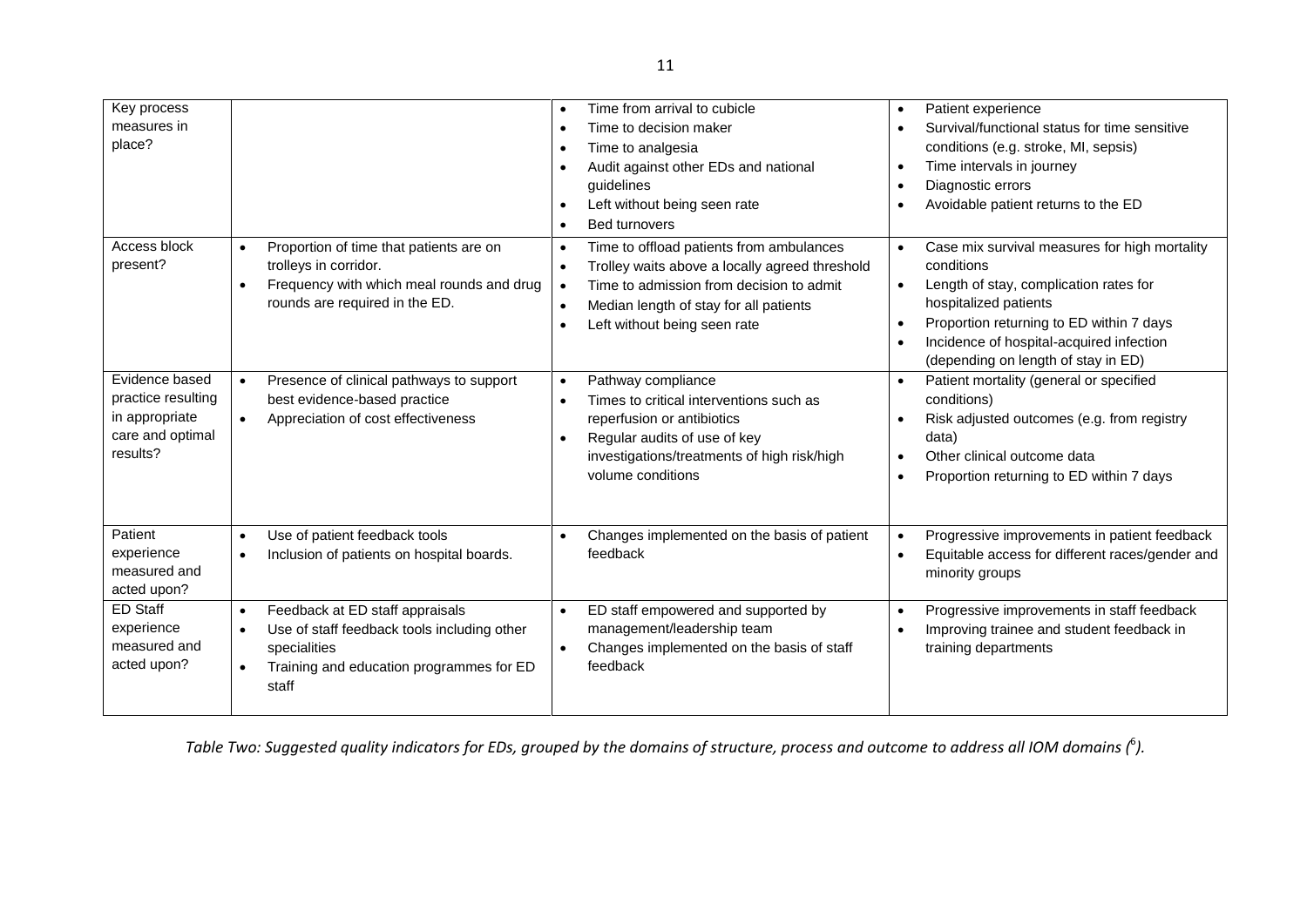| | | | |
|---|---|---|---|
| Key process measures in place? | | • Time from arrival to cubicle<br>• Time to decision maker<br>• Time to analgesia<br>• Audit against other EDs and national guidelines<br>• Left without being seen rate<br>• Bed turnovers | • Patient experience<br>• Survival/functional status for time sensitive conditions (e.g. stroke, MI, sepsis)<br>• Time intervals in journey<br>• Diagnostic errors<br>• Avoidable patient returns to the ED |
| Access block present? | • Proportion of time that patients are on trolleys in corridor.<br>• Frequency with which meal rounds and drug rounds are required in the ED. | • Time to offload patients from ambulances<br>• Trolley waits above a locally agreed threshold<br>• Time to admission from decision to admit<br>• Median length of stay for all patients<br>• Left without being seen rate | • Case mix survival measures for high mortality conditions<br>• Length of stay, complication rates for hospitalized patients<br>• Proportion returning to ED within 7 days<br>• Incidence of hospital-acquired infection (depending on length of stay in ED) |
| Evidence based practice resulting in appropriate care and optimal results? | • Presence of clinical pathways to support best evidence-based practice<br>• Appreciation of cost effectiveness | • Pathway compliance<br>• Times to critical interventions such as reperfusion or antibiotics<br>• Regular audits of use of key investigations/treatments of high risk/high volume conditions | • Patient mortality (general or specified conditions)<br>• Risk adjusted outcomes (e.g. from registry data)<br>• Other clinical outcome data<br>• Proportion returning to ED within 7 days |
| Patient experience measured and acted upon? | • Use of patient feedback tools<br>• Inclusion of patients on hospital boards. | • Changes implemented on the basis of patient feedback | • Progressive improvements in patient feedback<br>• Equitable access for different races/gender and minority groups |
| ED Staff experience measured and acted upon? | • Feedback at ED staff appraisals<br>• Use of staff feedback tools including other specialities<br>• Training and education programmes for ED staff | • ED staff empowered and supported by management/leadership team<br>• Changes implemented on the basis of staff feedback | • Progressive improvements in staff feedback<br>• Improving trainee and student feedback in training departments |

*Table Two: Suggested quality indicators for EDs, grouped by the domains of structure, process and outcome to address all IOM domains ([6]).*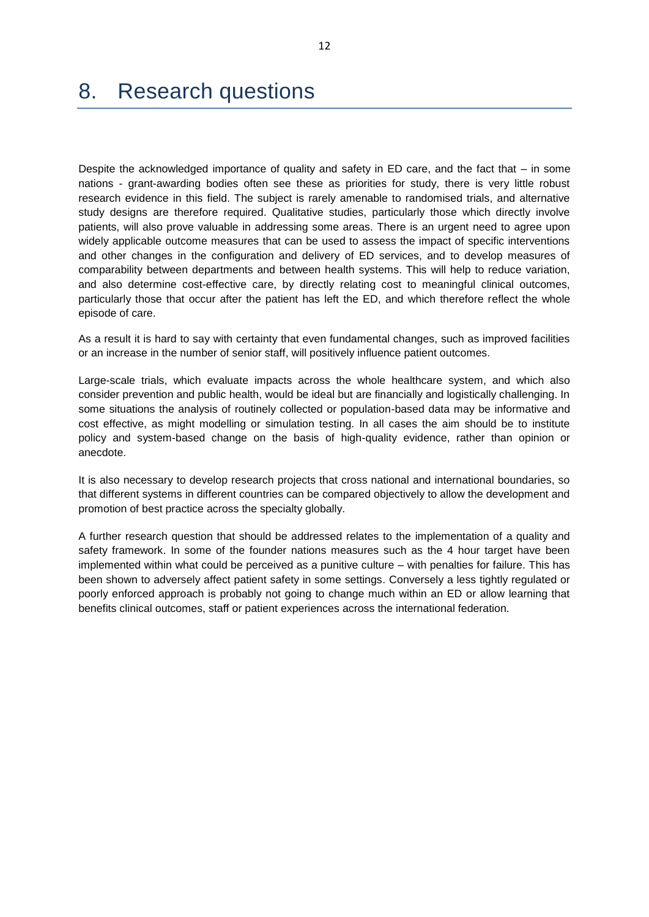# 8. Research questions

Despite the acknowledged importance of quality and safety in ED care, and the fact that – in some nations - grant-awarding bodies often see these as priorities for study, there is very little robust research evidence in this field. The subject is rarely amenable to randomised trials, and alternative study designs are therefore required. Qualitative studies, particularly those which directly involve patients, will also prove valuable in addressing some areas. There is an urgent need to agree upon widely applicable outcome measures that can be used to assess the impact of specific interventions and other changes in the configuration and delivery of ED services, and to develop measures of comparability between departments and between health systems. This will help to reduce variation, and also determine cost-effective care, by directly relating cost to meaningful clinical outcomes, particularly those that occur after the patient has left the ED, and which therefore reflect the whole episode of care.

As a result it is hard to say with certainty that even fundamental changes, such as improved facilities or an increase in the number of senior staff, will positively influence patient outcomes.

Large-scale trials, which evaluate impacts across the whole healthcare system, and which also consider prevention and public health, would be ideal but are financially and logistically challenging. In some situations the analysis of routinely collected or population-based data may be informative and cost effective, as might modelling or simulation testing. In all cases the aim should be to institute policy and system-based change on the basis of high-quality evidence, rather than opinion or anecdote.

It is also necessary to develop research projects that cross national and international boundaries, so that different systems in different countries can be compared objectively to allow the development and promotion of best practice across the specialty globally.

A further research question that should be addressed relates to the implementation of a quality and safety framework. In some of the founder nations measures such as the 4 hour target have been implemented within what could be perceived as a punitive culture – with penalties for failure. This has been shown to adversely affect patient safety in some settings. Conversely a less tightly regulated or poorly enforced approach is probably not going to change much within an ED or allow learning that benefits clinical outcomes, staff or patient experiences across the international federation.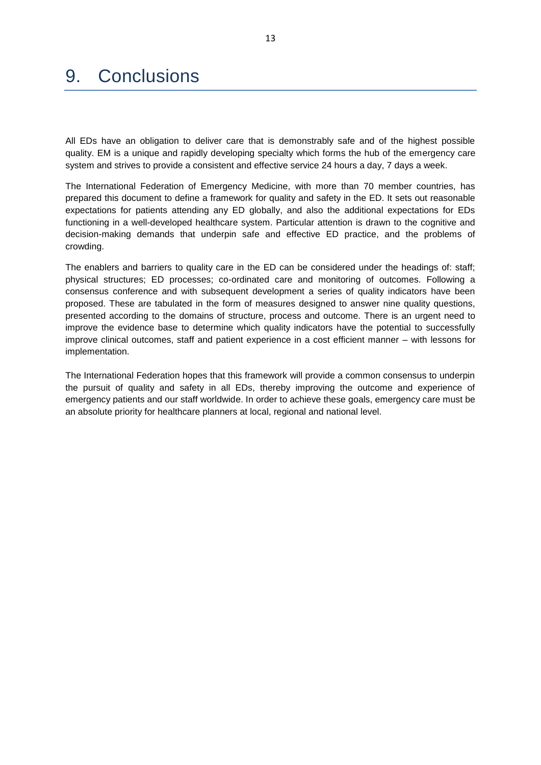# 9. Conclusions

All EDs have an obligation to deliver care that is demonstrably safe and of the highest possible quality. EM is a unique and rapidly developing specialty which forms the hub of the emergency care system and strives to provide a consistent and effective service 24 hours a day, 7 days a week.

The International Federation of Emergency Medicine, with more than 70 member countries, has prepared this document to define a framework for quality and safety in the ED. It sets out reasonable expectations for patients attending any ED globally, and also the additional expectations for EDs functioning in a well-developed healthcare system. Particular attention is drawn to the cognitive and decision-making demands that underpin safe and effective ED practice, and the problems of crowding.

The enablers and barriers to quality care in the ED can be considered under the headings of: staff; physical structures; ED processes; co-ordinated care and monitoring of outcomes. Following a consensus conference and with subsequent development a series of quality indicators have been proposed. These are tabulated in the form of measures designed to answer nine quality questions, presented according to the domains of structure, process and outcome. There is an urgent need to improve the evidence base to determine which quality indicators have the potential to successfully improve clinical outcomes, staff and patient experience in a cost efficient manner – with lessons for implementation.

The International Federation hopes that this framework will provide a common consensus to underpin the pursuit of quality and safety in all EDs, thereby improving the outcome and experience of emergency patients and our staff worldwide. In order to achieve these goals, emergency care must be an absolute priority for healthcare planners at local, regional and national level.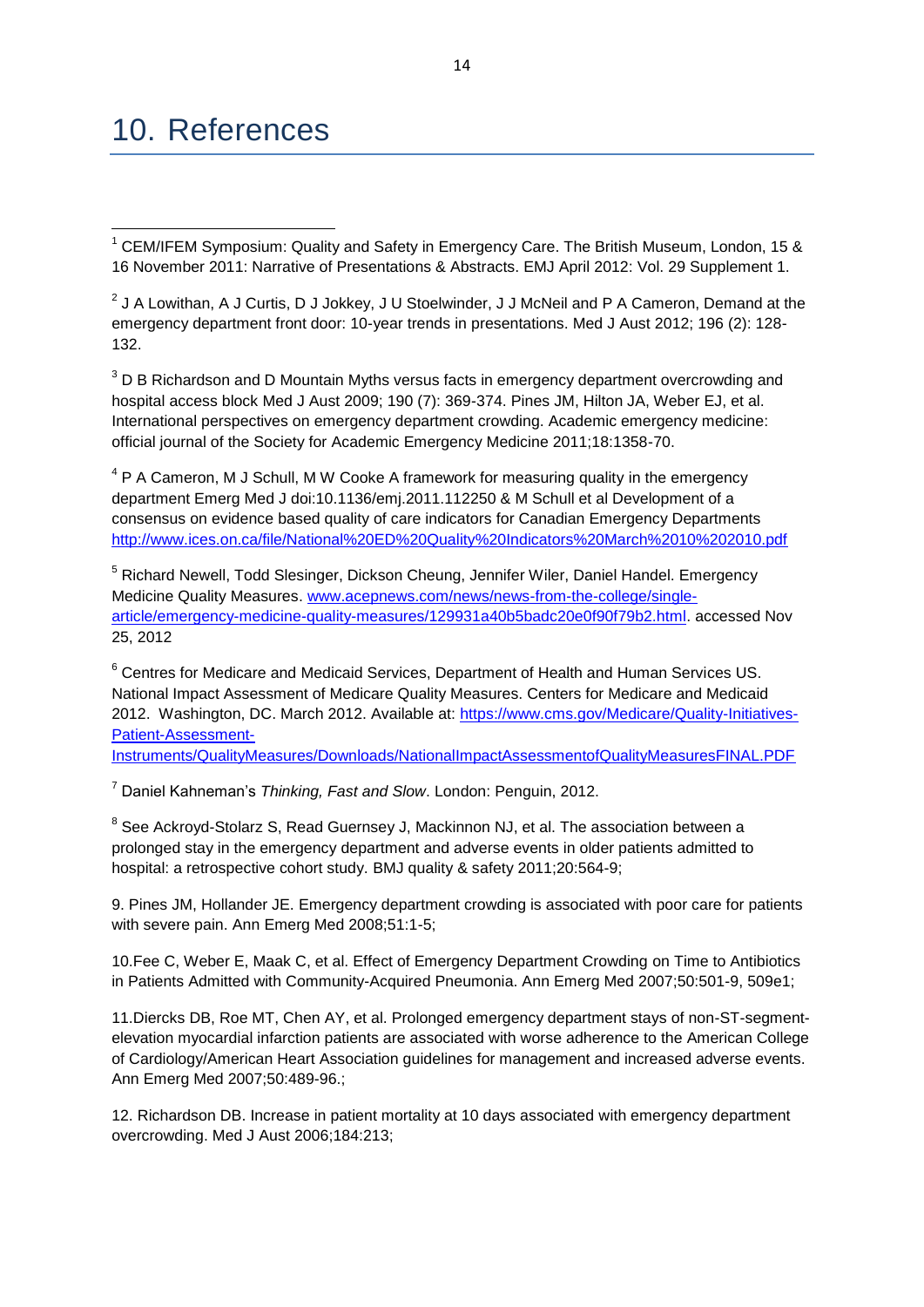# 10. References

[1] CEM/IFEM Symposium: Quality and Safety in Emergency Care. The British Museum, London, 15 & 16 November 2011: Narrative of Presentations & Abstracts. EMJ April 2012: Vol. 29 Supplement 1.

[2] J A Lowithan, A J Curtis, D J Jokkey, J U Stoelwinder, J J McNeil and P A Cameron, Demand at the emergency department front door: 10-year trends in presentations. Med J Aust 2012; 196 (2): 128-132.

[3] D B Richardson and D Mountain Myths versus facts in emergency department overcrowding and hospital access block Med J Aust 2009; 190 (7): 369-374. Pines JM, Hilton JA, Weber EJ, et al. International perspectives on emergency department crowding. Academic emergency medicine: official journal of the Society for Academic Emergency Medicine 2011;18:1358-70.

[4] P A Cameron, M J Schull, M W Cooke A framework for measuring quality in the emergency department Emerg Med J doi:10.1136/emj.2011.112250 & M Schull et al Development of a consensus on evidence based quality of care indicators for Canadian Emergency Departments http://www.ices.on.ca/file/National%20ED%20Quality%20Indicators%20March%2010%202010.pdf

[5] Richard Newell, Todd Slesinger, Dickson Cheung, Jennifer Wiler, Daniel Handel. Emergency Medicine Quality Measures. www.acepnews.com/news/news-from-the-college/single-article/emergency-medicine-quality-measures/129931a40b5badc20e0f90f79b2.html. accessed Nov 25, 2012

[6] Centres for Medicare and Medicaid Services, Department of Health and Human Services US. National Impact Assessment of Medicare Quality Measures. Centers for Medicare and Medicaid 2012. Washington, DC. March 2012. Available at: https://www.cms.gov/Medicare/Quality-Initiatives-Patient-Assessment-Instruments/QualityMeasures/Downloads/NationalImpactAssessmentofQualityMeasuresFINAL.PDF

[7] Daniel Kahneman's *Thinking, Fast and Slow*. London: Penguin, 2012.

[8] See Ackroyd-Stolarz S, Read Guernsey J, Mackinnon NJ, et al. The association between a prolonged stay in the emergency department and adverse events in older patients admitted to hospital: a retrospective cohort study. BMJ quality & safety 2011;20:564-9;

9. Pines JM, Hollander JE. Emergency department crowding is associated with poor care for patients with severe pain. Ann Emerg Med 2008;51:1-5;

10.Fee C, Weber E, Maak C, et al. Effect of Emergency Department Crowding on Time to Antibiotics in Patients Admitted with Community-Acquired Pneumonia. Ann Emerg Med 2007;50:501-9, 509e1;

11.Diercks DB, Roe MT, Chen AY, et al. Prolonged emergency department stays of non-ST-segment-elevation myocardial infarction patients are associated with worse adherence to the American College of Cardiology/American Heart Association guidelines for management and increased adverse events. Ann Emerg Med 2007;50:489-96.;

12. Richardson DB. Increase in patient mortality at 10 days associated with emergency department overcrowding. Med J Aust 2006;184:213;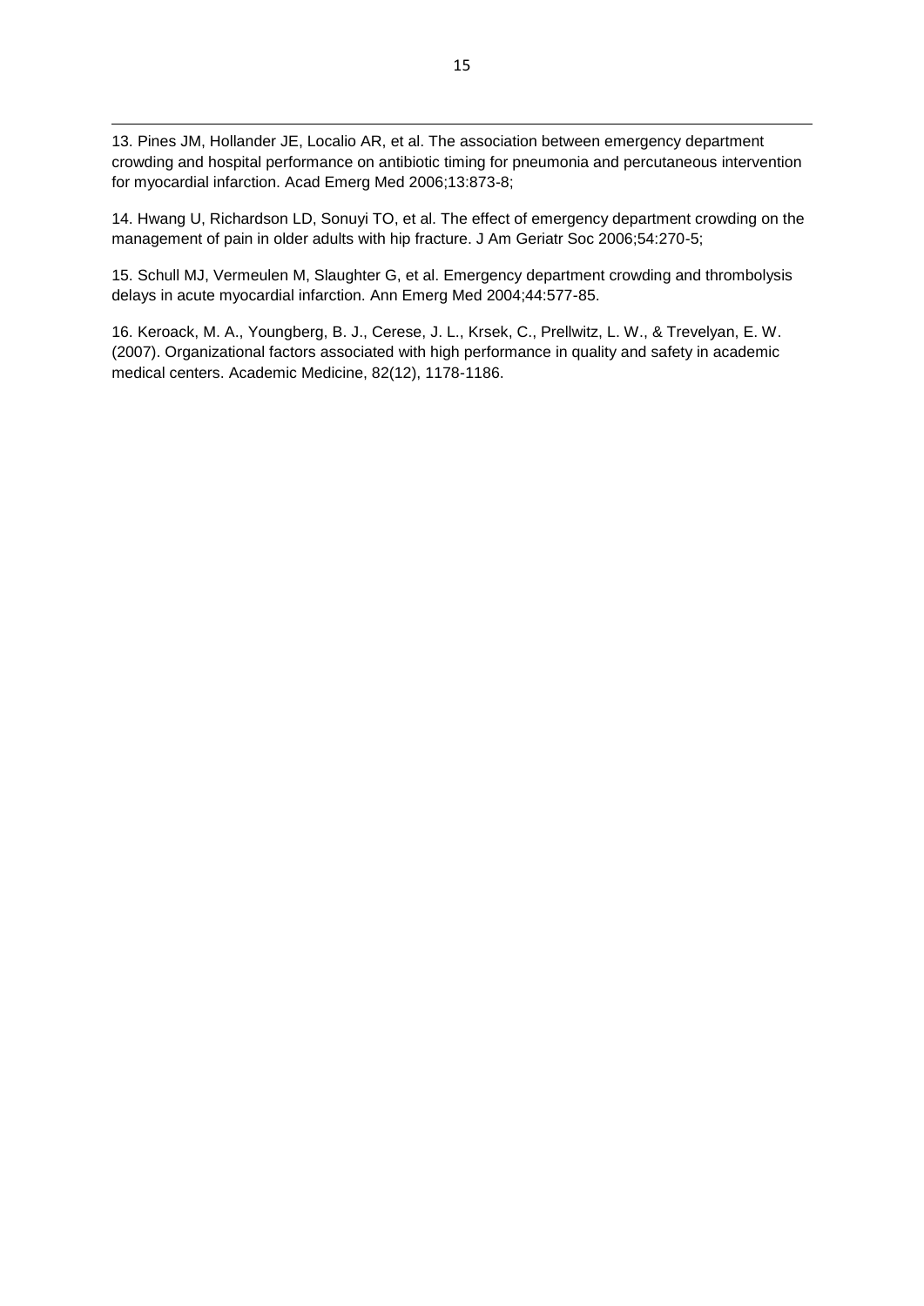13. Pines JM, Hollander JE, Localio AR, et al. The association between emergency department crowding and hospital performance on antibiotic timing for pneumonia and percutaneous intervention for myocardial infarction. Acad Emerg Med 2006;13:873-8;

14. Hwang U, Richardson LD, Sonuyi TO, et al. The effect of emergency department crowding on the management of pain in older adults with hip fracture. J Am Geriatr Soc 2006;54:270-5;

15. Schull MJ, Vermeulen M, Slaughter G, et al. Emergency department crowding and thrombolysis delays in acute myocardial infarction. Ann Emerg Med 2004;44:577-85.

16. Keroack, M. A., Youngberg, B. J., Cerese, J. L., Krsek, C., Prellwitz, L. W., & Trevelyan, E. W. (2007). Organizational factors associated with high performance in quality and safety in academic medical centers. Academic Medicine, 82(12), 1178-1186.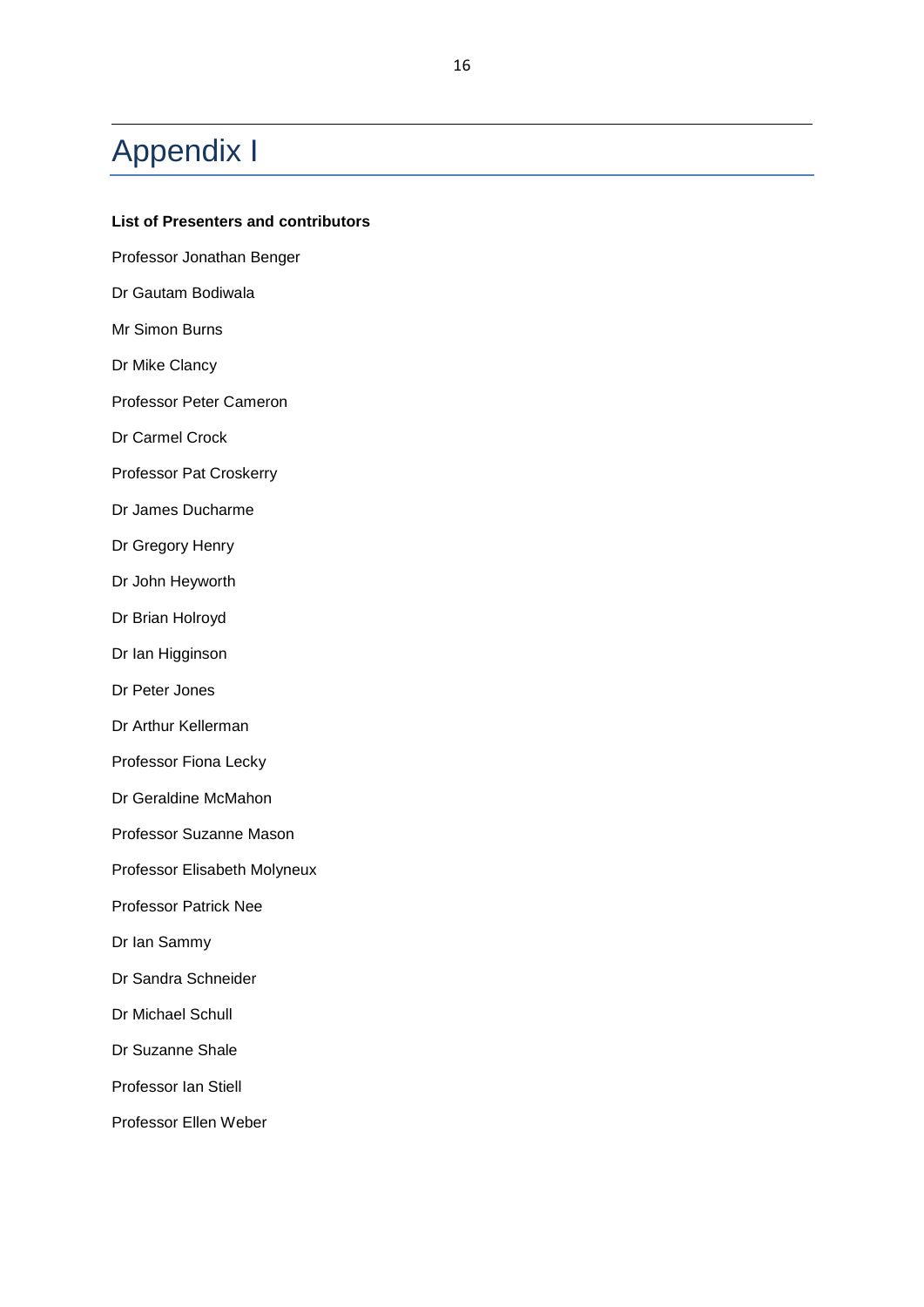# Appendix I

**List of Presenters and contributors**

Professor Jonathan Benger

Dr Gautam Bodiwala

Mr Simon Burns

Dr Mike Clancy

Professor Peter Cameron

Dr Carmel Crock

Professor Pat Croskerry

Dr James Ducharme

Dr Gregory Henry

Dr John Heyworth

Dr Brian Holroyd

Dr Ian Higginson

Dr Peter Jones

Dr Arthur Kellerman

Professor Fiona Lecky

Dr Geraldine McMahon

Professor Suzanne Mason

Professor Elisabeth Molyneux

Professor Patrick Nee

Dr Ian Sammy

Dr Sandra Schneider

Dr Michael Schull

Dr Suzanne Shale

Professor Ian Stiell

Professor Ellen Weber